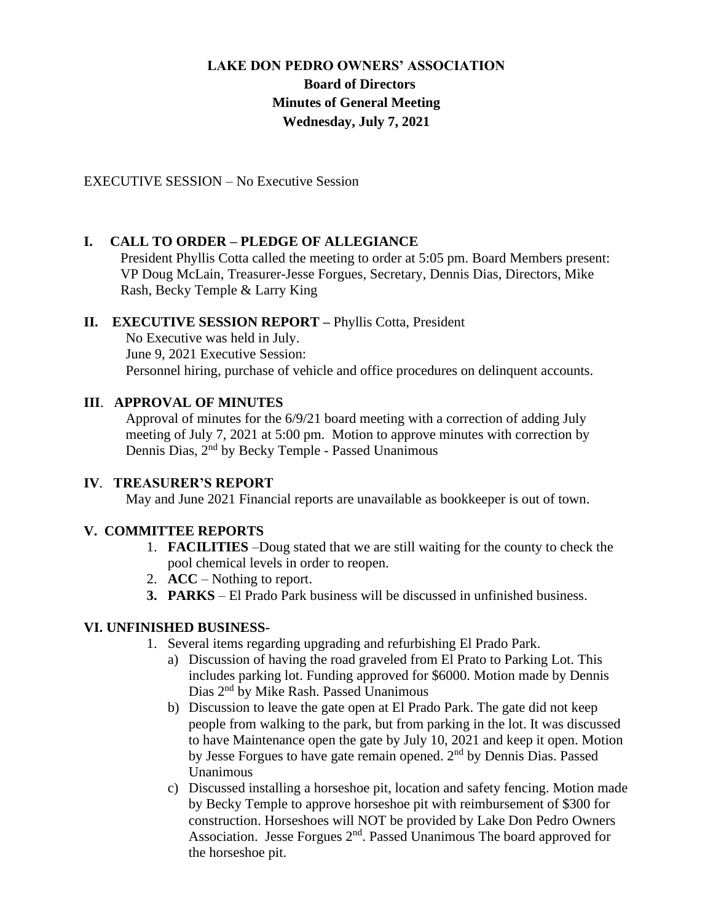# LAKE DON PEDRO OWNERS' ASSOCIATION

## Board of Directors

## Minutes of General Meeting

## Wednesday, July 7, 2021

EXECUTIVE SESSION – No Executive Session

### I. CALL TO ORDER – PLEDGE OF ALLEGIANCE

President Phyllis Cotta called the meeting to order at 5:05 pm. Board Members present: VP Doug McLain, Treasurer-Jesse Forgues, Secretary, Dennis Dias, Directors, Mike Rash, Becky Temple & Larry King

### II. EXECUTIVE SESSION REPORT – Phyllis Cotta, President

No Executive was held in July.

June 9, 2021 Executive Session:

Personnel hiring, purchase of vehicle and office procedures on delinquent accounts.

### III. APPROVAL OF MINUTES

Approval of minutes for the 6/9/21 board meeting with a correction of adding July meeting of July 7, 2021 at 5:00 pm. Motion to approve minutes with correction by Dennis Dias, 2nd by Becky Temple - Passed Unanimous

### IV. TREASURER'S REPORT

May and June 2021 Financial reports are unavailable as bookkeeper is out of town.

### V. COMMITTEE REPORTS

1. **FACILITIES** –Doug stated that we are still waiting for the county to check the pool chemical levels in order to reopen.
2. **ACC** – Nothing to report.
3. **PARKS** – El Prado Park business will be discussed in unfinished business.

### VI. UNFINISHED BUSINESS-

1. Several items regarding upgrading and refurbishing El Prado Park.
   a) Discussion of having the road graveled from El Prato to Parking Lot. This includes parking lot. Funding approved for $6000. Motion made by Dennis Dias 2nd by Mike Rash. Passed Unanimous
   b) Discussion to leave the gate open at El Prado Park. The gate did not keep people from walking to the park, but from parking in the lot. It was discussed to have Maintenance open the gate by July 10, 2021 and keep it open. Motion by Jesse Forgues to have gate remain opened. 2nd by Dennis Dias. Passed Unanimous
   c) Discussed installing a horseshoe pit, location and safety fencing. Motion made by Becky Temple to approve horseshoe pit with reimbursement of $300 for construction. Horseshoes will NOT be provided by Lake Don Pedro Owners Association. Jesse Forgues 2nd. Passed Unanimous The board approved for the horseshoe pit.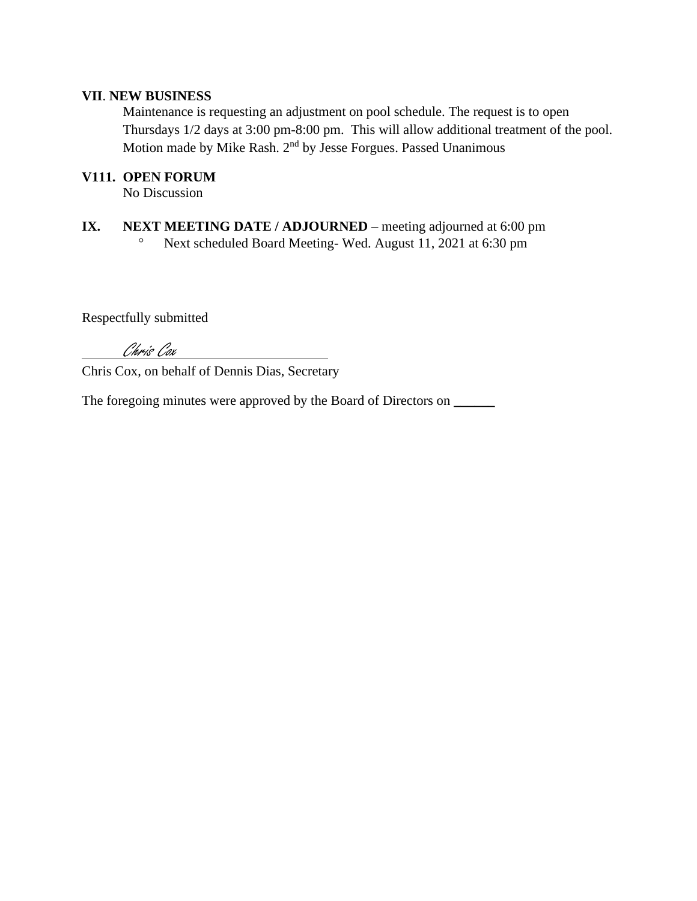**VII**. **NEW BUSINESS**

Maintenance is requesting an adjustment on pool schedule. The request is to open Thursdays 1/2 days at 3:00 pm-8:00 pm. This will allow additional treatment of the pool. Motion made by Mike Rash. 2nd by Jesse Forgues. Passed Unanimous

**V111. OPEN FORUM**

No Discussion

**IX. NEXT MEETING DATE / ADJOURNED** – meeting adjourned at 6:00 pm

- Next scheduled Board Meeting- Wed. August 11, 2021 at 6:30 pm

Respectfully submitted

*Chris Cox*

Chris Cox, on behalf of Dennis Dias, Secretary

The foregoing minutes were approved by the Board of Directors on ______